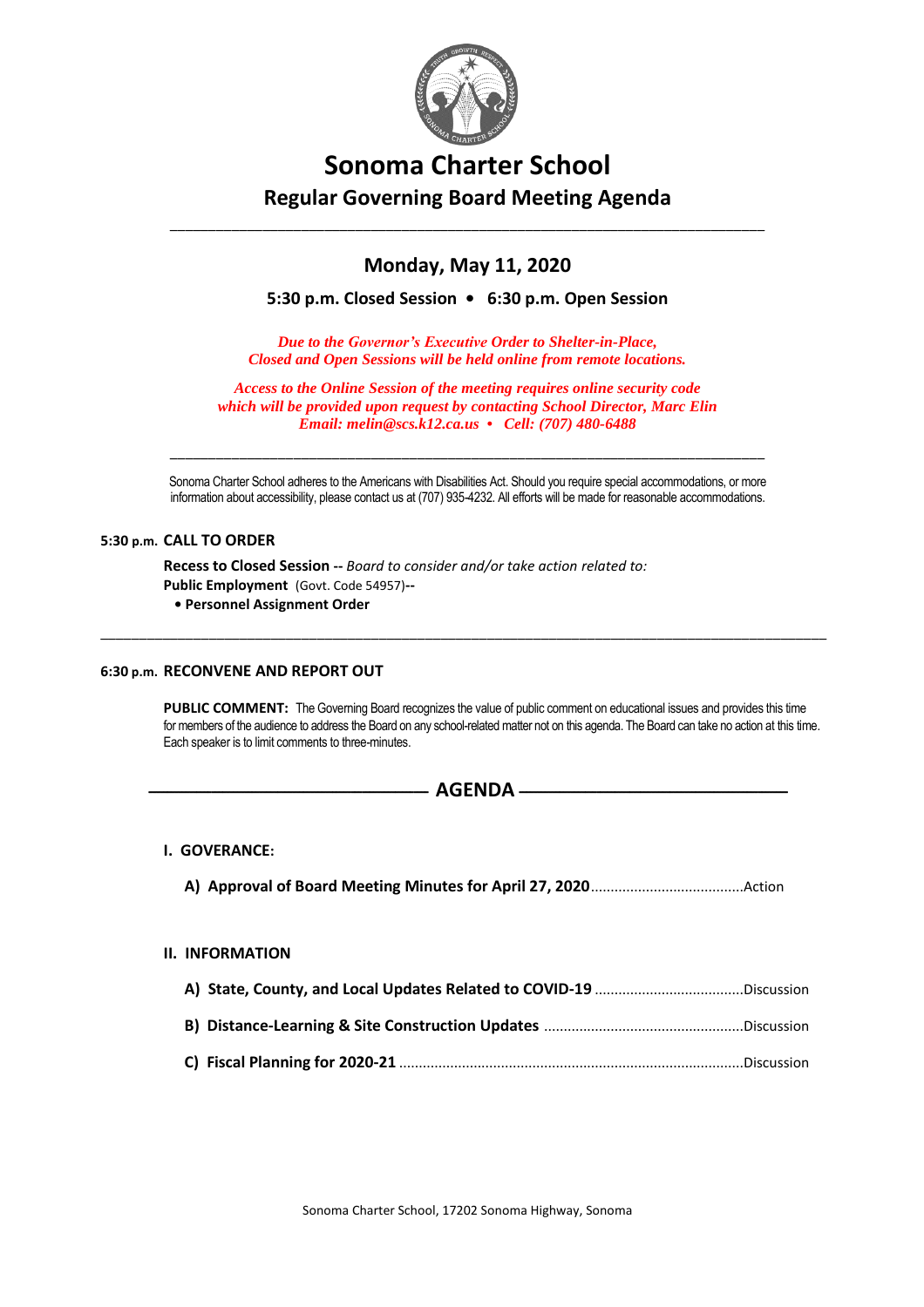# Sonoma Charter School

## Regular Governing Board Meeting Agenda

---

### Monday, May 11, 2020

**5:30 p.m. Closed Session • 6:30 p.m. Open Session**

*Due to the Governor's Executive Order to Shelter-in-Place,*
*Closed and Open Sessions will be held online from remote locations.*

*Access to the Online Session of the meeting requires online security code*
*which will be provided upon request by contacting School Director, Marc Elin*
*Email: melin@scs.k12.ca.us • Cell: (707) 480-6488*

---

Sonoma Charter School adheres to the Americans with Disabilities Act. Should you require special accommodations, or more information about accessibility, please contact us at (707) 935-4232. All efforts will be made for reasonable accommodations.

**5:30 p.m. CALL TO ORDER**

**Recess to Closed Session --** *Board to consider and/or take action related to:*
**Public Employment** (Govt. Code 54957)**--**

- **Personnel Assignment Order**

---

**6:30 p.m. RECONVENE AND REPORT OUT**

**PUBLIC COMMENT:** The Governing Board recognizes the value of public comment on educational issues and provides this time for members of the audience to address the Board on any school-related matter not on this agenda. The Board can take no action at this time. Each speaker is to limit comments to three-minutes.

## AGENDA

**I. GOVERANCE:**

**A) Approval of Board Meeting Minutes for April 27, 2020**.......................................Action

**II. INFORMATION**

**A) State, County, and Local Updates Related to COVID-19** ......................................Discussion

**B) Distance-Learning & Site Construction Updates** ..................................................Discussion

**C) Fiscal Planning for 2020-21** ......................................................................................Discussion

Sonoma Charter School, 17202 Sonoma Highway, Sonoma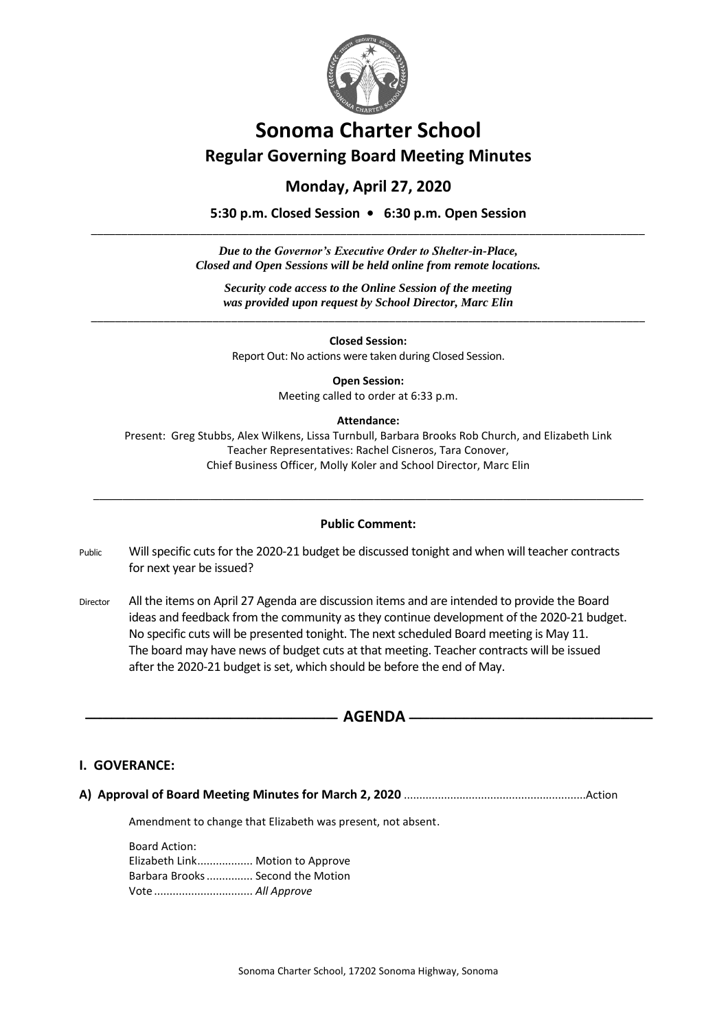# Sonoma Charter School

## Regular Governing Board Meeting Minutes

### Monday, April 27, 2020

**5:30 p.m. Closed Session • 6:30 p.m. Open Session**

---

***Due to the Governor's Executive Order to Shelter-in-Place, Closed and Open Sessions will be held online from remote locations.***

***Security code access to the Online Session of the meeting was provided upon request by School Director, Marc Elin***

---

**Closed Session:**

Report Out: No actions were taken during Closed Session.

**Open Session:**

Meeting called to order at 6:33 p.m.

**Attendance:**

Present: Greg Stubbs, Alex Wilkens, Lissa Turnbull, Barbara Brooks Rob Church, and Elizabeth Link
Teacher Representatives: Rachel Cisneros, Tara Conover,
Chief Business Officer, Molly Koler and School Director, Marc Elin

---

**Public Comment:**

Public — Will specific cuts for the 2020-21 budget be discussed tonight and when will teacher contracts for next year be issued?

Director — All the items on April 27 Agenda are discussion items and are intended to provide the Board ideas and feedback from the community as they continue development of the 2020-21 budget. No specific cuts will be presented tonight. The next scheduled Board meeting is May 11. The board may have news of budget cuts at that meeting. Teacher contracts will be issued after the 2020-21 budget is set, which should be before the end of May.

## AGENDA

### I. GOVERANCE:

**A) Approval of Board Meeting Minutes for March 2, 2020** ..........................................................Action

Amendment to change that Elizabeth was present, not absent.

Board Action:
Elizabeth Link.................. Motion to Approve
Barbara Brooks............... Second the Motion
Vote................................ *All Approve*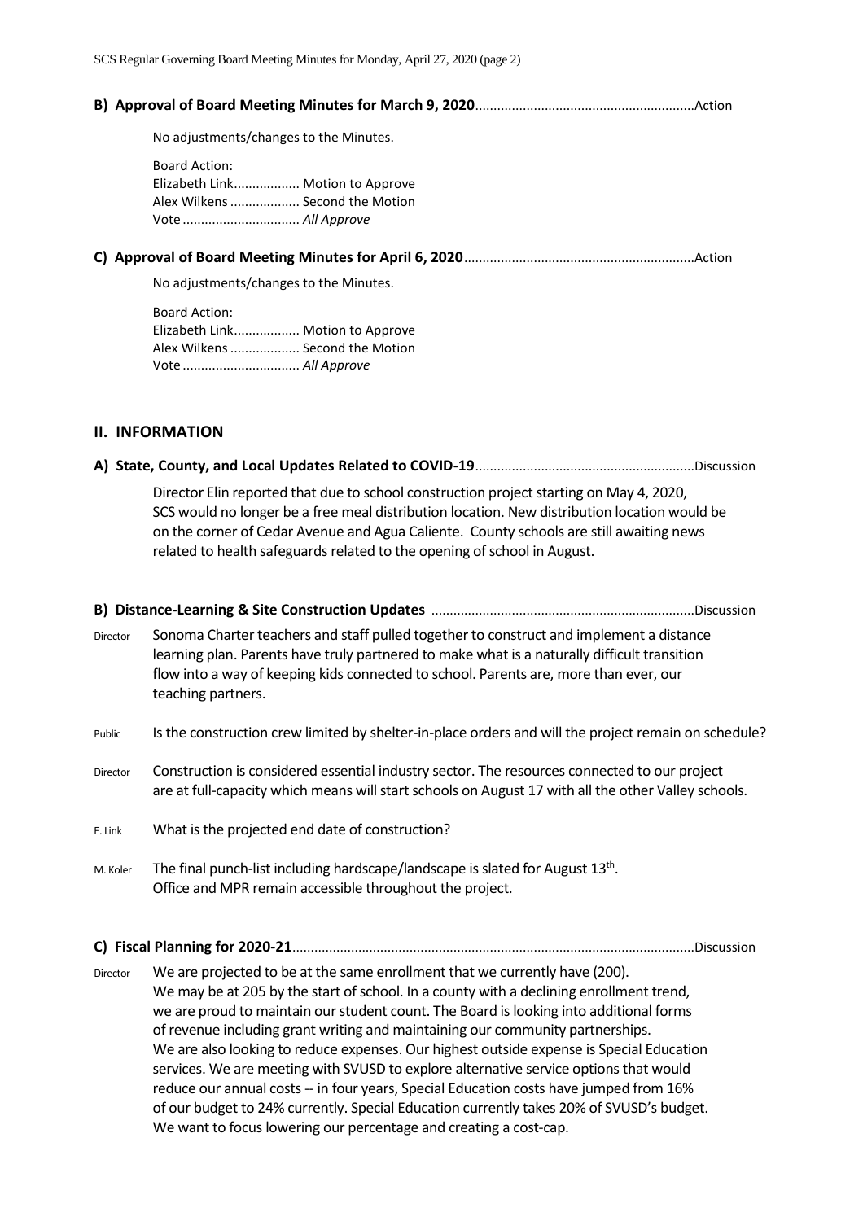**B) Approval of Board Meeting Minutes for March 9, 2020**..........................................................Action

No adjustments/changes to the Minutes.

Board Action:
Elizabeth Link.................. Motion to Approve
Alex Wilkens ................... Second the Motion
Vote ................................ *All Approve*

**C) Approval of Board Meeting Minutes for April 6, 2020**..........................................................Action

No adjustments/changes to the Minutes.

Board Action:
Elizabeth Link.................. Motion to Approve
Alex Wilkens ................... Second the Motion
Vote ................................ *All Approve*

## II. INFORMATION

**A) State, County, and Local Updates Related to COVID-19**..........................................................Discussion

Director Elin reported that due to school construction project starting on May 4, 2020, SCS would no longer be a free meal distribution location. New distribution location would be on the corner of Cedar Avenue and Agua Caliente. County schools are still awaiting news related to health safeguards related to the opening of school in August.

**B) Distance-Learning & Site Construction Updates** ..........................................................Discussion

Director — Sonoma Charter teachers and staff pulled together to construct and implement a distance learning plan. Parents have truly partnered to make what is a naturally difficult transition flow into a way of keeping kids connected to school. Parents are, more than ever, our teaching partners.

Public — Is the construction crew limited by shelter-in-place orders and will the project remain on schedule?

Director — Construction is considered essential industry sector. The resources connected to our project are at full-capacity which means will start schools on August 17 with all the other Valley schools.

E. Link — What is the projected end date of construction?

M. Koler — The final punch-list including hardscape/landscape is slated for August 13th. Office and MPR remain accessible throughout the project.

**C) Fiscal Planning for 2020-21**..........................................................Discussion

Director — We are projected to be at the same enrollment that we currently have (200). We may be at 205 by the start of school. In a county with a declining enrollment trend, we are proud to maintain our student count. The Board is looking into additional forms of revenue including grant writing and maintaining our community partnerships. We are also looking to reduce expenses. Our highest outside expense is Special Education services. We are meeting with SVUSD to explore alternative service options that would reduce our annual costs -- in four years, Special Education costs have jumped from 16% of our budget to 24% currently. Special Education currently takes 20% of SVUSD's budget. We want to focus lowering our percentage and creating a cost-cap.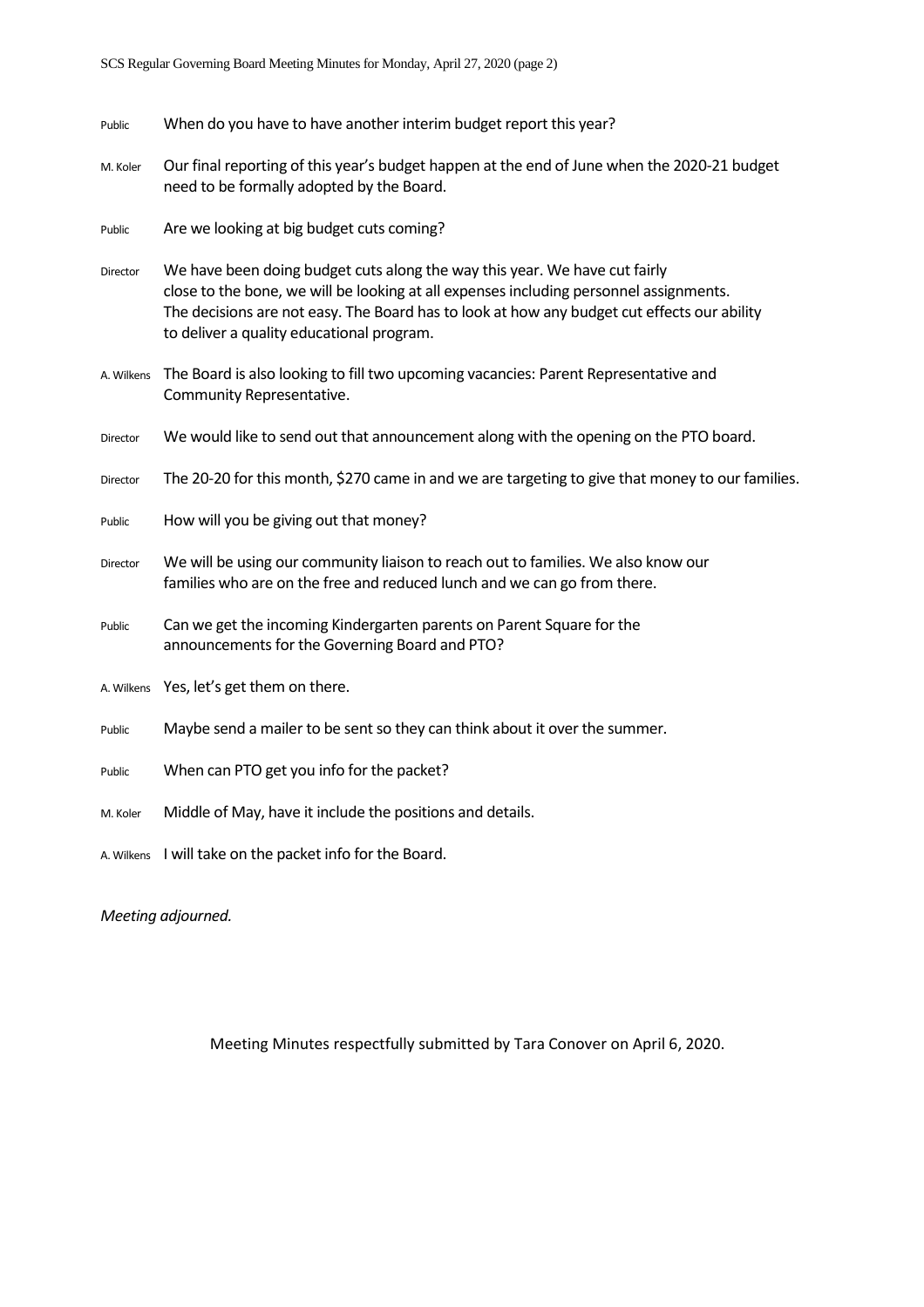| | |
|---|---|
| Public | When do you have to have another interim budget report this year? |
| M. Koler | Our final reporting of this year's budget happen at the end of June when the 2020-21 budget need to be formally adopted by the Board. |
| Public | Are we looking at big budget cuts coming? |
| Director | We have been doing budget cuts along the way this year. We have cut fairly close to the bone, we will be looking at all expenses including personnel assignments. The decisions are not easy. The Board has to look at how any budget cut effects our ability to deliver a quality educational program. |
| A. Wilkens | The Board is also looking to fill two upcoming vacancies: Parent Representative and Community Representative. |
| Director | We would like to send out that announcement along with the opening on the PTO board. |
| Director | The 20-20 for this month, $270 came in and we are targeting to give that money to our families. |
| Public | How will you be giving out that money? |
| Director | We will be using our community liaison to reach out to families. We also know our families who are on the free and reduced lunch and we can go from there. |
| Public | Can we get the incoming Kindergarten parents on Parent Square for the announcements for the Governing Board and PTO? |
| A. Wilkens | Yes, let's get them on there. |
| Public | Maybe send a mailer to be sent so they can think about it over the summer. |
| Public | When can PTO get you info for the packet? |
| M. Koler | Middle of May, have it include the positions and details. |
| A. Wilkens | I will take on the packet info for the Board. |

*Meeting adjourned.*

Meeting Minutes respectfully submitted by Tara Conover on April 6, 2020.